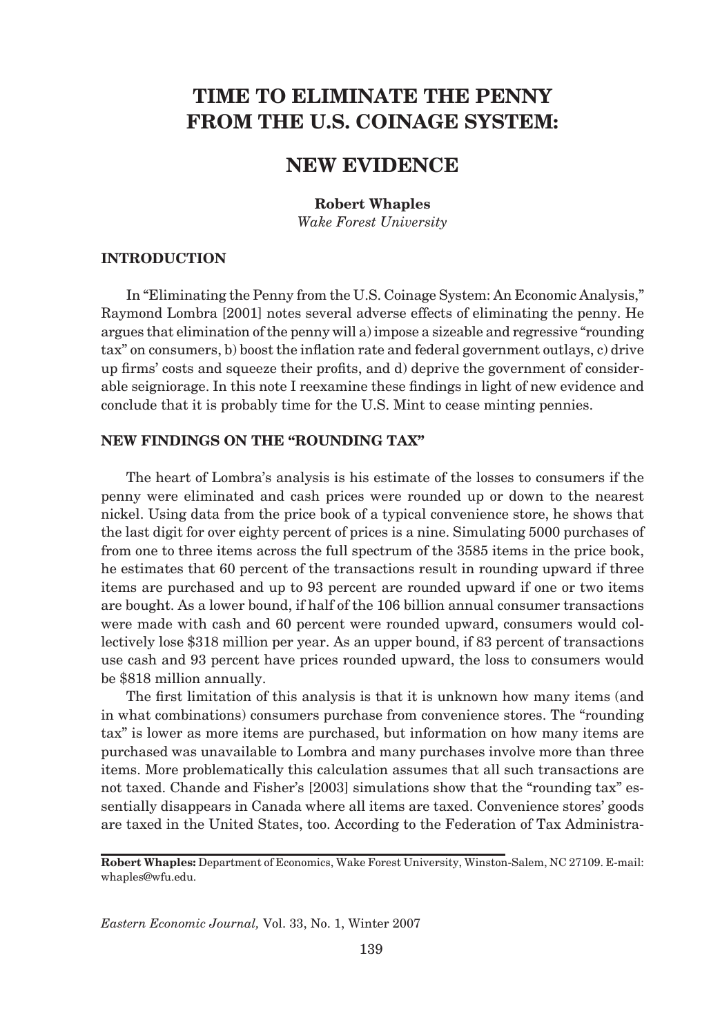# TIME TO ELIMINATE THE PENNY FROM THE U.S. COINAGE SYSTEM:

## NEW EVIDENCE

**Robert Whaples**
*Wake Forest University*

### INTRODUCTION

In "Eliminating the Penny from the U.S. Coinage System: An Economic Analysis," Raymond Lombra [2001] notes several adverse effects of eliminating the penny. He argues that elimination of the penny will a) impose a sizeable and regressive "rounding tax" on consumers, b) boost the inflation rate and federal government outlays, c) drive up firms' costs and squeeze their profits, and d) deprive the government of considerable seigniorage. In this note I reexamine these findings in light of new evidence and conclude that it is probably time for the U.S. Mint to cease minting pennies.

### NEW FINDINGS ON THE "ROUNDING TAX"

The heart of Lombra's analysis is his estimate of the losses to consumers if the penny were eliminated and cash prices were rounded up or down to the nearest nickel. Using data from the price book of a typical convenience store, he shows that the last digit for over eighty percent of prices is a nine. Simulating 5000 purchases of from one to three items across the full spectrum of the 3585 items in the price book, he estimates that 60 percent of the transactions result in rounding upward if three items are purchased and up to 93 percent are rounded upward if one or two items are bought. As a lower bound, if half of the 106 billion annual consumer transactions were made with cash and 60 percent were rounded upward, consumers would collectively lose $318 million per year. As an upper bound, if 83 percent of transactions use cash and 93 percent have prices rounded upward, the loss to consumers would be $818 million annually.

The first limitation of this analysis is that it is unknown how many items (and in what combinations) consumers purchase from convenience stores. The "rounding tax" is lower as more items are purchased, but information on how many items are purchased was unavailable to Lombra and many purchases involve more than three items. More problematically this calculation assumes that all such transactions are not taxed. Chande and Fisher's [2003] simulations show that the "rounding tax" essentially disappears in Canada where all items are taxed. Convenience stores' goods are taxed in the United States, too. According to the Federation of Tax Administra-

---

**Robert Whaples:** Department of Economics, Wake Forest University, Winston-Salem, NC 27109. E-mail: whaples@wfu.edu.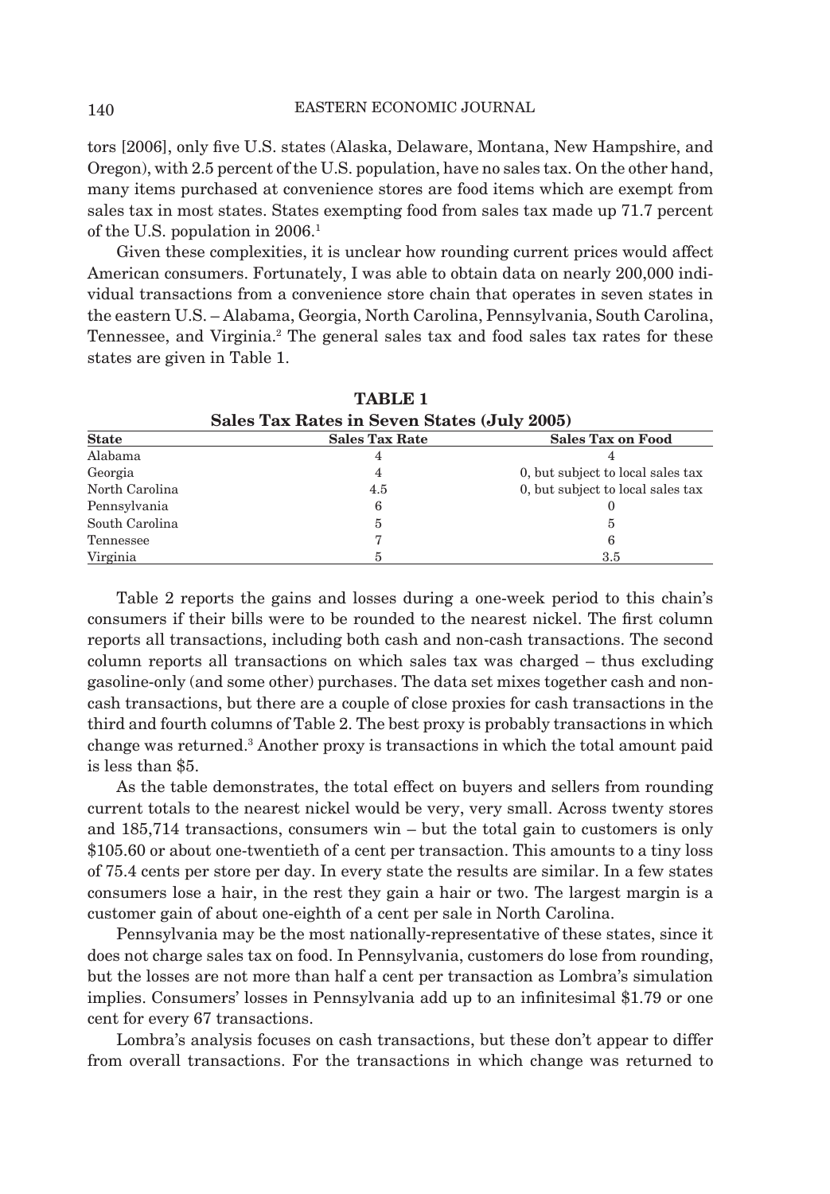tors [2006], only five U.S. states (Alaska, Delaware, Montana, New Hampshire, and Oregon), with 2.5 percent of the U.S. population, have no sales tax. On the other hand, many items purchased at convenience stores are food items which are exempt from sales tax in most states. States exempting food from sales tax made up 71.7 percent of the U.S. population in 2006.[1]

Given these complexities, it is unclear how rounding current prices would affect American consumers. Fortunately, I was able to obtain data on nearly 200,000 individual transactions from a convenience store chain that operates in seven states in the eastern U.S. – Alabama, Georgia, North Carolina, Pennsylvania, South Carolina, Tennessee, and Virginia.[2] The general sales tax and food sales tax rates for these states are given in Table 1.

**TABLE 1**
**Sales Tax Rates in Seven States (July 2005)**

| State | Sales Tax Rate | Sales Tax on Food |
|---|---|---|
| Alabama | 4 | 4 |
| Georgia | 4 | 0, but subject to local sales tax |
| North Carolina | 4.5 | 0, but subject to local sales tax |
| Pennsylvania | 6 | 0 |
| South Carolina | 5 | 5 |
| Tennessee | 7 | 6 |
| Virginia | 5 | 3.5 |

Table 2 reports the gains and losses during a one-week period to this chain's consumers if their bills were to be rounded to the nearest nickel. The first column reports all transactions, including both cash and non-cash transactions. The second column reports all transactions on which sales tax was charged – thus excluding gasoline-only (and some other) purchases. The data set mixes together cash and non-cash transactions, but there are a couple of close proxies for cash transactions in the third and fourth columns of Table 2. The best proxy is probably transactions in which change was returned.[3] Another proxy is transactions in which the total amount paid is less than $5.

As the table demonstrates, the total effect on buyers and sellers from rounding current totals to the nearest nickel would be very, very small. Across twenty stores and 185,714 transactions, consumers win – but the total gain to customers is only $105.60 or about one-twentieth of a cent per transaction. This amounts to a tiny loss of 75.4 cents per store per day. In every state the results are similar. In a few states consumers lose a hair, in the rest they gain a hair or two. The largest margin is a customer gain of about one-eighth of a cent per sale in North Carolina.

Pennsylvania may be the most nationally-representative of these states, since it does not charge sales tax on food. In Pennsylvania, customers do lose from rounding, but the losses are not more than half a cent per transaction as Lombra's simulation implies. Consumers' losses in Pennsylvania add up to an infinitesimal $1.79 or one cent for every 67 transactions.

Lombra's analysis focuses on cash transactions, but these don't appear to differ from overall transactions. For the transactions in which change was returned to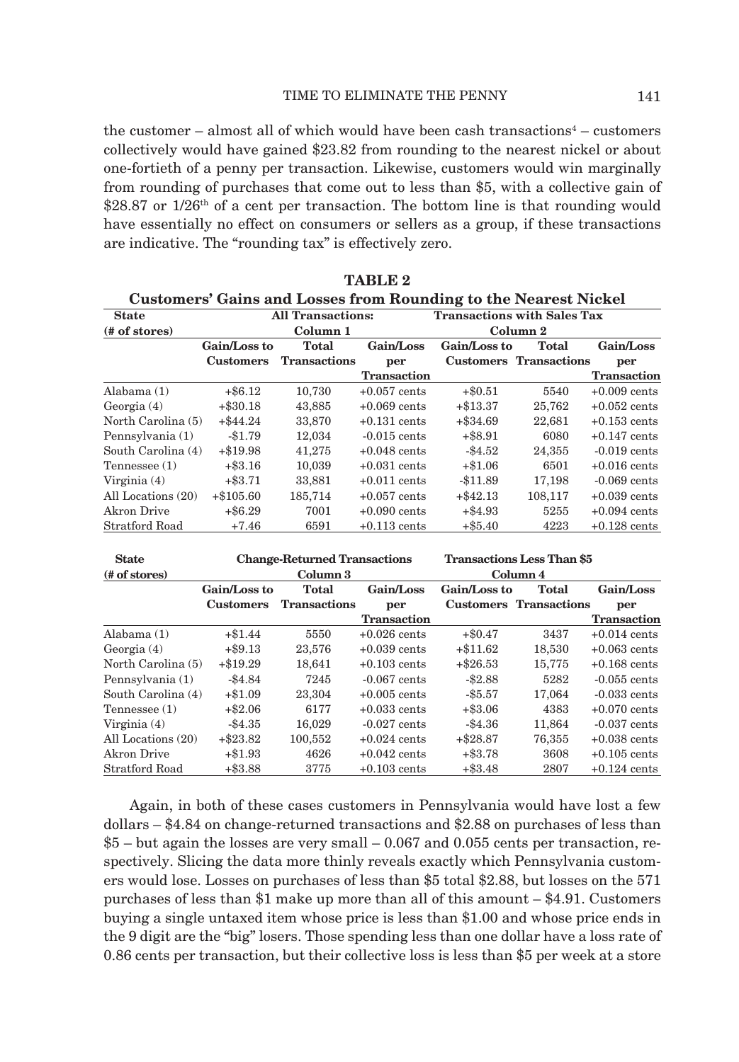the customer – almost all of which would have been cash transactions[4] – customers collectively would have gained $23.82 from rounding to the nearest nickel or about one-fortieth of a penny per transaction. Likewise, customers would win marginally from rounding of purchases that come out to less than $5, with a collective gain of $28.87 or 1/26th of a cent per transaction. The bottom line is that rounding would have essentially no effect on consumers or sellers as a group, if these transactions are indicative. The "rounding tax" is effectively zero.

**TABLE 2**

**Customers' Gains and Losses from Rounding to the Nearest Nickel**

| State (# of stores) | All Transactions: Column 1 | | | Transactions with Sales Tax Column 2 | | |
|---|---|---|---|---|---|---|
| | Gain/Loss to Customers | Total Transactions | Gain/Loss per Transaction | Gain/Loss to Customers | Total Transactions | Gain/Loss per Transaction |
| Alabama (1) | +$6.12 | 10,730 | +0.057 cents | +$0.51 | 5540 | +0.009 cents |
| Georgia (4) | +$30.18 | 43,885 | +0.069 cents | +$13.37 | 25,762 | +0.052 cents |
| North Carolina (5) | +$44.24 | 33,870 | +0.131 cents | +$34.69 | 22,681 | +0.153 cents |
| Pennsylvania (1) | -$1.79 | 12,034 | -0.015 cents | +$8.91 | 6080 | +0.147 cents |
| South Carolina (4) | +$19.98 | 41,275 | +0.048 cents | -$4.52 | 24,355 | -0.019 cents |
| Tennessee (1) | +$3.16 | 10,039 | +0.031 cents | +$1.06 | 6501 | +0.016 cents |
| Virginia (4) | +$3.71 | 33,881 | +0.011 cents | -$11.89 | 17,198 | -0.069 cents |
| All Locations (20) | +$105.60 | 185,714 | +0.057 cents | +$42.13 | 108,117 | +0.039 cents |
| Akron Drive | +$6.29 | 7001 | +0.090 cents | +$4.93 | 5255 | +0.094 cents |
| Stratford Road | +7.46 | 6591 | +0.113 cents | +$5.40 | 4223 | +0.128 cents |

| State (# of stores) | Change-Returned Transactions Column 3 | | | Transactions Less Than $5 Column 4 | | |
|---|---|---|---|---|---|---|
| | Gain/Loss to Customers | Total Transactions | Gain/Loss per Transaction | Gain/Loss to Customers | Total Transactions | Gain/Loss per Transaction |
| Alabama (1) | +$1.44 | 5550 | +0.026 cents | +$0.47 | 3437 | +0.014 cents |
| Georgia (4) | +$9.13 | 23,576 | +0.039 cents | +$11.62 | 18,530 | +0.063 cents |
| North Carolina (5) | +$19.29 | 18,641 | +0.103 cents | +$26.53 | 15,775 | +0.168 cents |
| Pennsylvania (1) | -$4.84 | 7245 | -0.067 cents | -$2.88 | 5282 | -0.055 cents |
| South Carolina (4) | +$1.09 | 23,304 | +0.005 cents | -$5.57 | 17,064 | -0.033 cents |
| Tennessee (1) | +$2.06 | 6177 | +0.033 cents | +$3.06 | 4383 | +0.070 cents |
| Virginia (4) | -$4.35 | 16,029 | -0.027 cents | -$4.36 | 11,864 | -0.037 cents |
| All Locations (20) | +$23.82 | 100,552 | +0.024 cents | +$28.87 | 76,355 | +0.038 cents |
| Akron Drive | +$1.93 | 4626 | +0.042 cents | +$3.78 | 3608 | +0.105 cents |
| Stratford Road | +$3.88 | 3775 | +0.103 cents | +$3.48 | 2807 | +0.124 cents |

Again, in both of these cases customers in Pennsylvania would have lost a few dollars – $4.84 on change-returned transactions and $2.88 on purchases of less than $5 – but again the losses are very small – 0.067 and 0.055 cents per transaction, respectively. Slicing the data more thinly reveals exactly which Pennsylvania customers would lose. Losses on purchases of less than $5 total $2.88, but losses on the 571 purchases of less than $1 make up more than all of this amount – $4.91. Customers buying a single untaxed item whose price is less than $1.00 and whose price ends in the 9 digit are the "big" losers. Those spending less than one dollar have a loss rate of 0.86 cents per transaction, but their collective loss is less than $5 per week at a store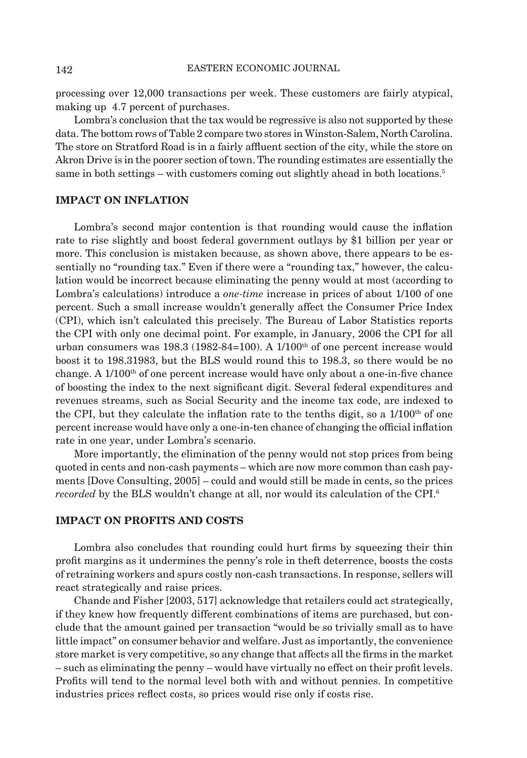processing over 12,000 transactions per week. These customers are fairly atypical, making up 4.7 percent of purchases.

Lombra's conclusion that the tax would be regressive is also not supported by these data. The bottom rows of Table 2 compare two stores in Winston-Salem, North Carolina. The store on Stratford Road is in a fairly affluent section of the city, while the store on Akron Drive is in the poorer section of town. The rounding estimates are essentially the same in both settings – with customers coming out slightly ahead in both locations.[5]

## IMPACT ON INFLATION

Lombra's second major contention is that rounding would cause the inflation rate to rise slightly and boost federal government outlays by $1 billion per year or more. This conclusion is mistaken because, as shown above, there appears to be essentially no "rounding tax." Even if there were a "rounding tax," however, the calculation would be incorrect because eliminating the penny would at most (according to Lombra's calculations) introduce a *one-time* increase in prices of about 1/100 of one percent. Such a small increase wouldn't generally affect the Consumer Price Index (CPI), which isn't calculated this precisely. The Bureau of Labor Statistics reports the CPI with only one decimal point. For example, in January, 2006 the CPI for all urban consumers was 198.3 (1982-84=100). A 1/100th of one percent increase would boost it to 198.31983, but the BLS would round this to 198.3, so there would be no change. A 1/100th of one percent increase would have only about a one-in-five chance of boosting the index to the next significant digit. Several federal expenditures and revenues streams, such as Social Security and the income tax code, are indexed to the CPI, but they calculate the inflation rate to the tenths digit, so a 1/100th of one percent increase would have only a one-in-ten chance of changing the official inflation rate in one year, under Lombra's scenario.

More importantly, the elimination of the penny would not stop prices from being quoted in cents and non-cash payments – which are now more common than cash payments [Dove Consulting, 2005] – could and would still be made in cents, so the prices *recorded* by the BLS wouldn't change at all, nor would its calculation of the CPI.[6]

## IMPACT ON PROFITS AND COSTS

Lombra also concludes that rounding could hurt firms by squeezing their thin profit margins as it undermines the penny's role in theft deterrence, boosts the costs of retraining workers and spurs costly non-cash transactions. In response, sellers will react strategically and raise prices.

Chande and Fisher [2003, 517] acknowledge that retailers could act strategically, if they knew how frequently different combinations of items are purchased, but conclude that the amount gained per transaction "would be so trivially small as to have little impact" on consumer behavior and welfare. Just as importantly, the convenience store market is very competitive, so any change that affects all the firms in the market – such as eliminating the penny – would have virtually no effect on their profit levels. Profits will tend to the normal level both with and without pennies. In competitive industries prices reflect costs, so prices would rise only if costs rise.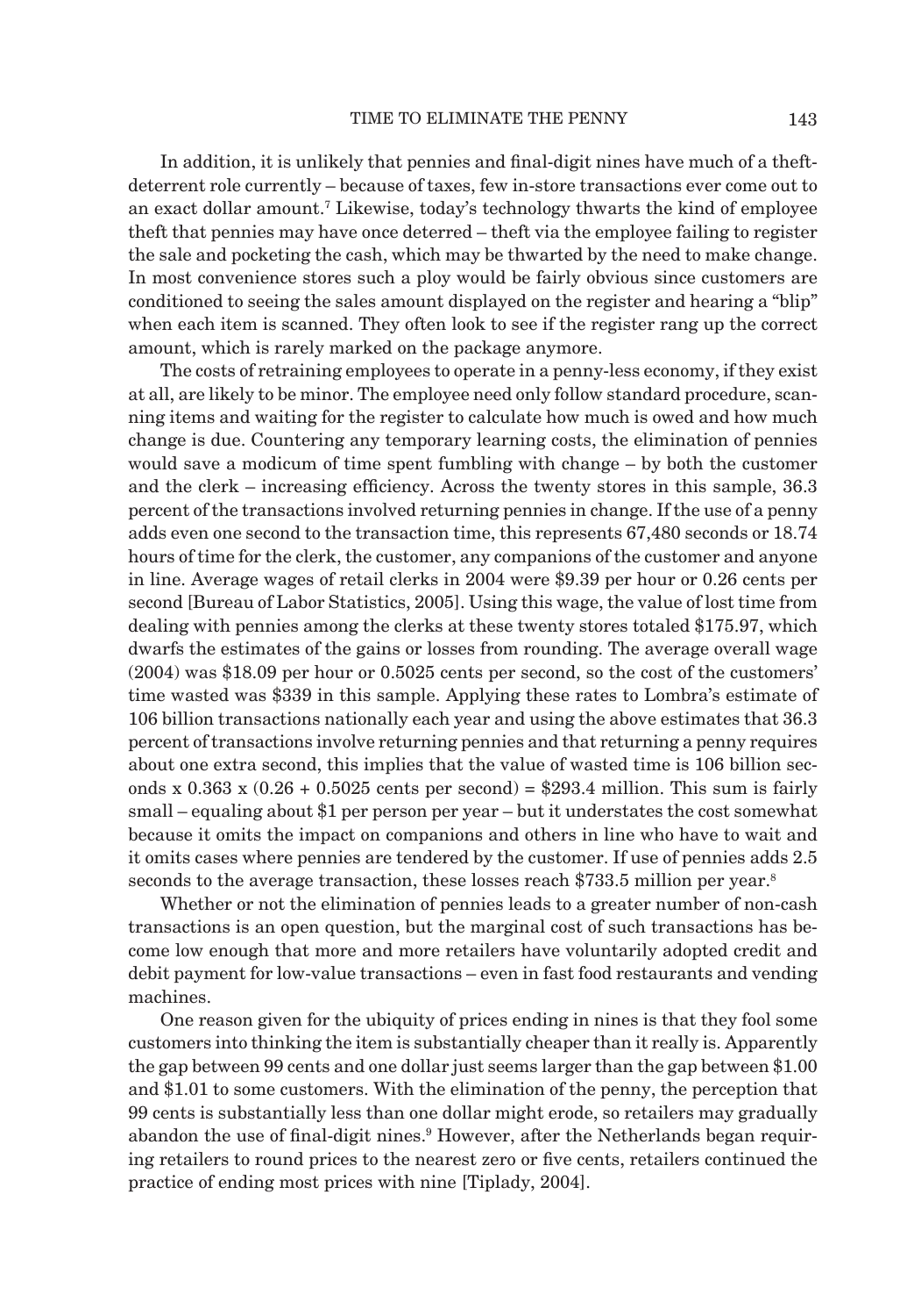In addition, it is unlikely that pennies and final-digit nines have much of a theft-deterrent role currently – because of taxes, few in-store transactions ever come out to an exact dollar amount.[7] Likewise, today's technology thwarts the kind of employee theft that pennies may have once deterred – theft via the employee failing to register the sale and pocketing the cash, which may be thwarted by the need to make change. In most convenience stores such a ploy would be fairly obvious since customers are conditioned to seeing the sales amount displayed on the register and hearing a "blip" when each item is scanned. They often look to see if the register rang up the correct amount, which is rarely marked on the package anymore.

The costs of retraining employees to operate in a penny-less economy, if they exist at all, are likely to be minor. The employee need only follow standard procedure, scanning items and waiting for the register to calculate how much is owed and how much change is due. Countering any temporary learning costs, the elimination of pennies would save a modicum of time spent fumbling with change – by both the customer and the clerk – increasing efficiency. Across the twenty stores in this sample, 36.3 percent of the transactions involved returning pennies in change. If the use of a penny adds even one second to the transaction time, this represents 67,480 seconds or 18.74 hours of time for the clerk, the customer, any companions of the customer and anyone in line. Average wages of retail clerks in 2004 were $9.39 per hour or 0.26 cents per second [Bureau of Labor Statistics, 2005]. Using this wage, the value of lost time from dealing with pennies among the clerks at these twenty stores totaled $175.97, which dwarfs the estimates of the gains or losses from rounding. The average overall wage (2004) was $18.09 per hour or 0.5025 cents per second, so the cost of the customers' time wasted was $339 in this sample. Applying these rates to Lombra's estimate of 106 billion transactions nationally each year and using the above estimates that 36.3 percent of transactions involve returning pennies and that returning a penny requires about one extra second, this implies that the value of wasted time is 106 billion seconds x 0.363 x (0.26 + 0.5025 cents per second) = $293.4 million. This sum is fairly small – equaling about $1 per person per year – but it understates the cost somewhat because it omits the impact on companions and others in line who have to wait and it omits cases where pennies are tendered by the customer. If use of pennies adds 2.5 seconds to the average transaction, these losses reach $733.5 million per year.[8]

Whether or not the elimination of pennies leads to a greater number of non-cash transactions is an open question, but the marginal cost of such transactions has become low enough that more and more retailers have voluntarily adopted credit and debit payment for low-value transactions – even in fast food restaurants and vending machines.

One reason given for the ubiquity of prices ending in nines is that they fool some customers into thinking the item is substantially cheaper than it really is. Apparently the gap between 99 cents and one dollar just seems larger than the gap between $1.00 and $1.01 to some customers. With the elimination of the penny, the perception that 99 cents is substantially less than one dollar might erode, so retailers may gradually abandon the use of final-digit nines.[9] However, after the Netherlands began requiring retailers to round prices to the nearest zero or five cents, retailers continued the practice of ending most prices with nine [Tiplady, 2004].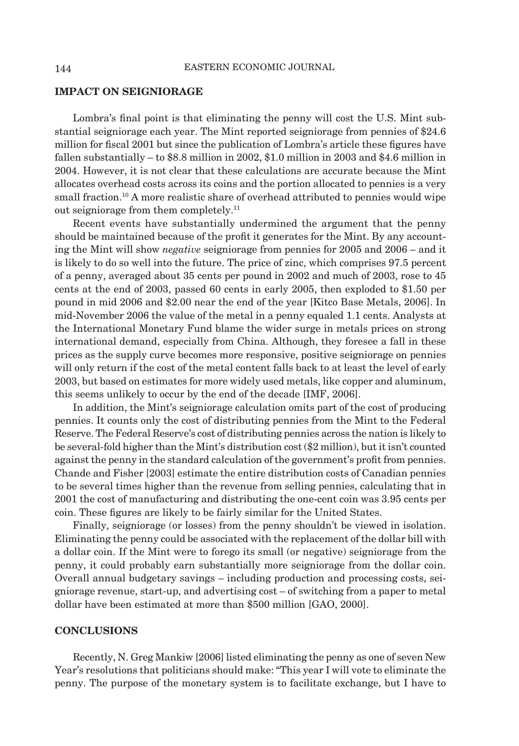## IMPACT ON SEIGNIORAGE

Lombra's final point is that eliminating the penny will cost the U.S. Mint substantial seigniorage each year. The Mint reported seigniorage from pennies of $24.6 million for fiscal 2001 but since the publication of Lombra's article these figures have fallen substantially – to $8.8 million in 2002, $1.0 million in 2003 and $4.6 million in 2004. However, it is not clear that these calculations are accurate because the Mint allocates overhead costs across its coins and the portion allocated to pennies is a very small fraction.[10] A more realistic share of overhead attributed to pennies would wipe out seigniorage from them completely.[11]

Recent events have substantially undermined the argument that the penny should be maintained because of the profit it generates for the Mint. By any accounting the Mint will show *negative* seigniorage from pennies for 2005 and 2006 – and it is likely to do so well into the future. The price of zinc, which comprises 97.5 percent of a penny, averaged about 35 cents per pound in 2002 and much of 2003, rose to 45 cents at the end of 2003, passed 60 cents in early 2005, then exploded to $1.50 per pound in mid 2006 and $2.00 near the end of the year [Kitco Base Metals, 2006]. In mid-November 2006 the value of the metal in a penny equaled 1.1 cents. Analysts at the International Monetary Fund blame the wider surge in metals prices on strong international demand, especially from China. Although, they foresee a fall in these prices as the supply curve becomes more responsive, positive seigniorage on pennies will only return if the cost of the metal content falls back to at least the level of early 2003, but based on estimates for more widely used metals, like copper and aluminum, this seems unlikely to occur by the end of the decade [IMF, 2006].

In addition, the Mint's seigniorage calculation omits part of the cost of producing pennies. It counts only the cost of distributing pennies from the Mint to the Federal Reserve. The Federal Reserve's cost of distributing pennies across the nation is likely to be several-fold higher than the Mint's distribution cost ($2 million), but it isn't counted against the penny in the standard calculation of the government's profit from pennies. Chande and Fisher [2003] estimate the entire distribution costs of Canadian pennies to be several times higher than the revenue from selling pennies, calculating that in 2001 the cost of manufacturing and distributing the one-cent coin was 3.95 cents per coin. These figures are likely to be fairly similar for the United States.

Finally, seigniorage (or losses) from the penny shouldn't be viewed in isolation. Eliminating the penny could be associated with the replacement of the dollar bill with a dollar coin. If the Mint were to forego its small (or negative) seigniorage from the penny, it could probably earn substantially more seigniorage from the dollar coin. Overall annual budgetary savings – including production and processing costs, seigniorage revenue, start-up, and advertising cost – of switching from a paper to metal dollar have been estimated at more than $500 million [GAO, 2000].

## CONCLUSIONS

Recently, N. Greg Mankiw [2006] listed eliminating the penny as one of seven New Year's resolutions that politicians should make: "This year I will vote to eliminate the penny. The purpose of the monetary system is to facilitate exchange, but I have to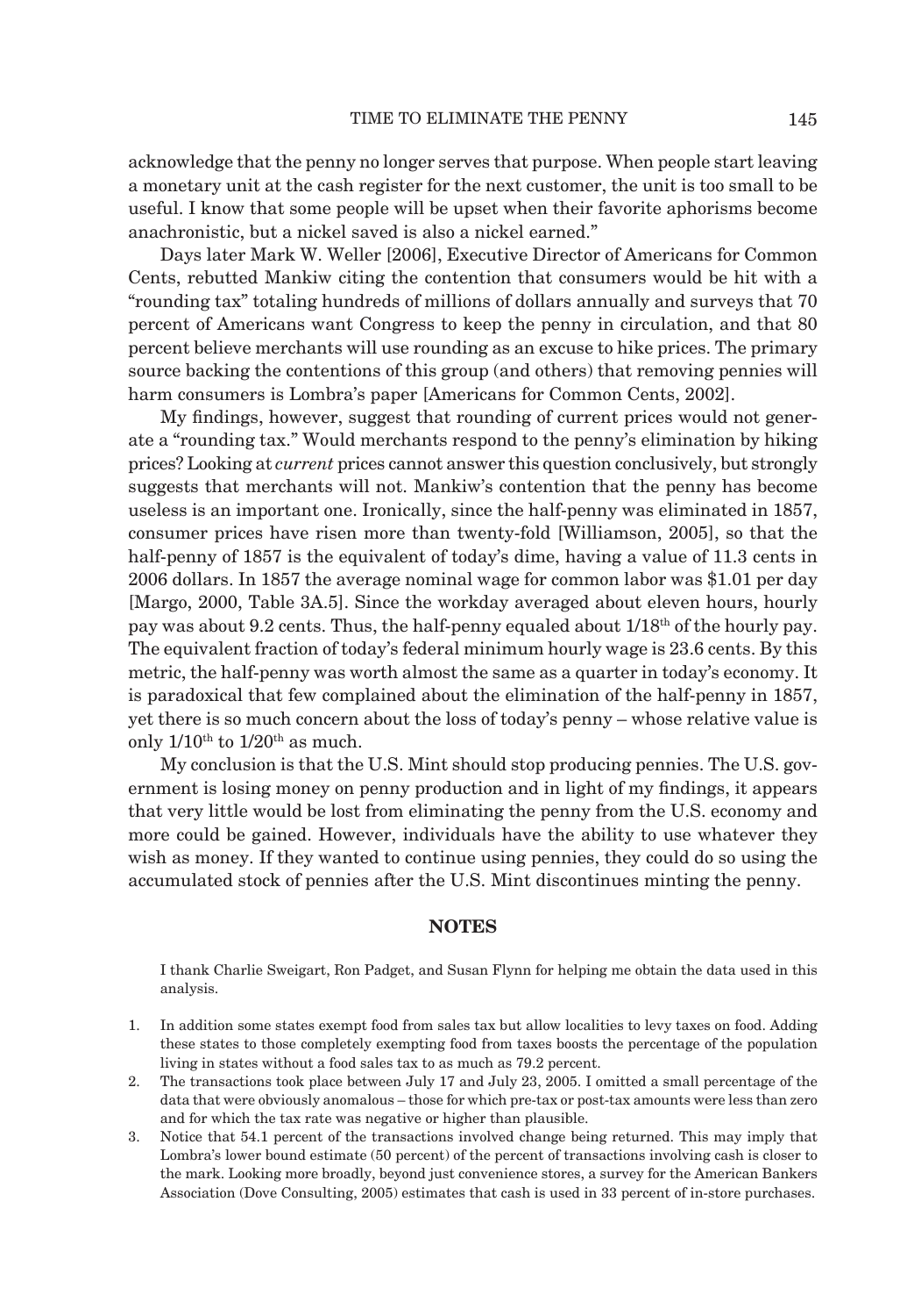acknowledge that the penny no longer serves that purpose. When people start leaving a monetary unit at the cash register for the next customer, the unit is too small to be useful. I know that some people will be upset when their favorite aphorisms become anachronistic, but a nickel saved is also a nickel earned."

Days later Mark W. Weller [2006], Executive Director of Americans for Common Cents, rebutted Mankiw citing the contention that consumers would be hit with a "rounding tax" totaling hundreds of millions of dollars annually and surveys that 70 percent of Americans want Congress to keep the penny in circulation, and that 80 percent believe merchants will use rounding as an excuse to hike prices. The primary source backing the contentions of this group (and others) that removing pennies will harm consumers is Lombra's paper [Americans for Common Cents, 2002].

My findings, however, suggest that rounding of current prices would not generate a "rounding tax." Would merchants respond to the penny's elimination by hiking prices? Looking at *current* prices cannot answer this question conclusively, but strongly suggests that merchants will not. Mankiw's contention that the penny has become useless is an important one. Ironically, since the half-penny was eliminated in 1857, consumer prices have risen more than twenty-fold [Williamson, 2005], so that the half-penny of 1857 is the equivalent of today's dime, having a value of 11.3 cents in 2006 dollars. In 1857 the average nominal wage for common labor was $1.01 per day [Margo, 2000, Table 3A.5]. Since the workday averaged about eleven hours, hourly pay was about 9.2 cents. Thus, the half-penny equaled about 1/18th of the hourly pay. The equivalent fraction of today's federal minimum hourly wage is 23.6 cents. By this metric, the half-penny was worth almost the same as a quarter in today's economy. It is paradoxical that few complained about the elimination of the half-penny in 1857, yet there is so much concern about the loss of today's penny – whose relative value is only 1/10th to 1/20th as much.

My conclusion is that the U.S. Mint should stop producing pennies. The U.S. government is losing money on penny production and in light of my findings, it appears that very little would be lost from eliminating the penny from the U.S. economy and more could be gained. However, individuals have the ability to use whatever they wish as money. If they wanted to continue using pennies, they could do so using the accumulated stock of pennies after the U.S. Mint discontinues minting the penny.

## NOTES

I thank Charlie Sweigart, Ron Padget, and Susan Flynn for helping me obtain the data used in this analysis.

1. In addition some states exempt food from sales tax but allow localities to levy taxes on food. Adding these states to those completely exempting food from taxes boosts the percentage of the population living in states without a food sales tax to as much as 79.2 percent.
2. The transactions took place between July 17 and July 23, 2005. I omitted a small percentage of the data that were obviously anomalous – those for which pre-tax or post-tax amounts were less than zero and for which the tax rate was negative or higher than plausible.
3. Notice that 54.1 percent of the transactions involved change being returned. This may imply that Lombra's lower bound estimate (50 percent) of the percent of transactions involving cash is closer to the mark. Looking more broadly, beyond just convenience stores, a survey for the American Bankers Association (Dove Consulting, 2005) estimates that cash is used in 33 percent of in-store purchases.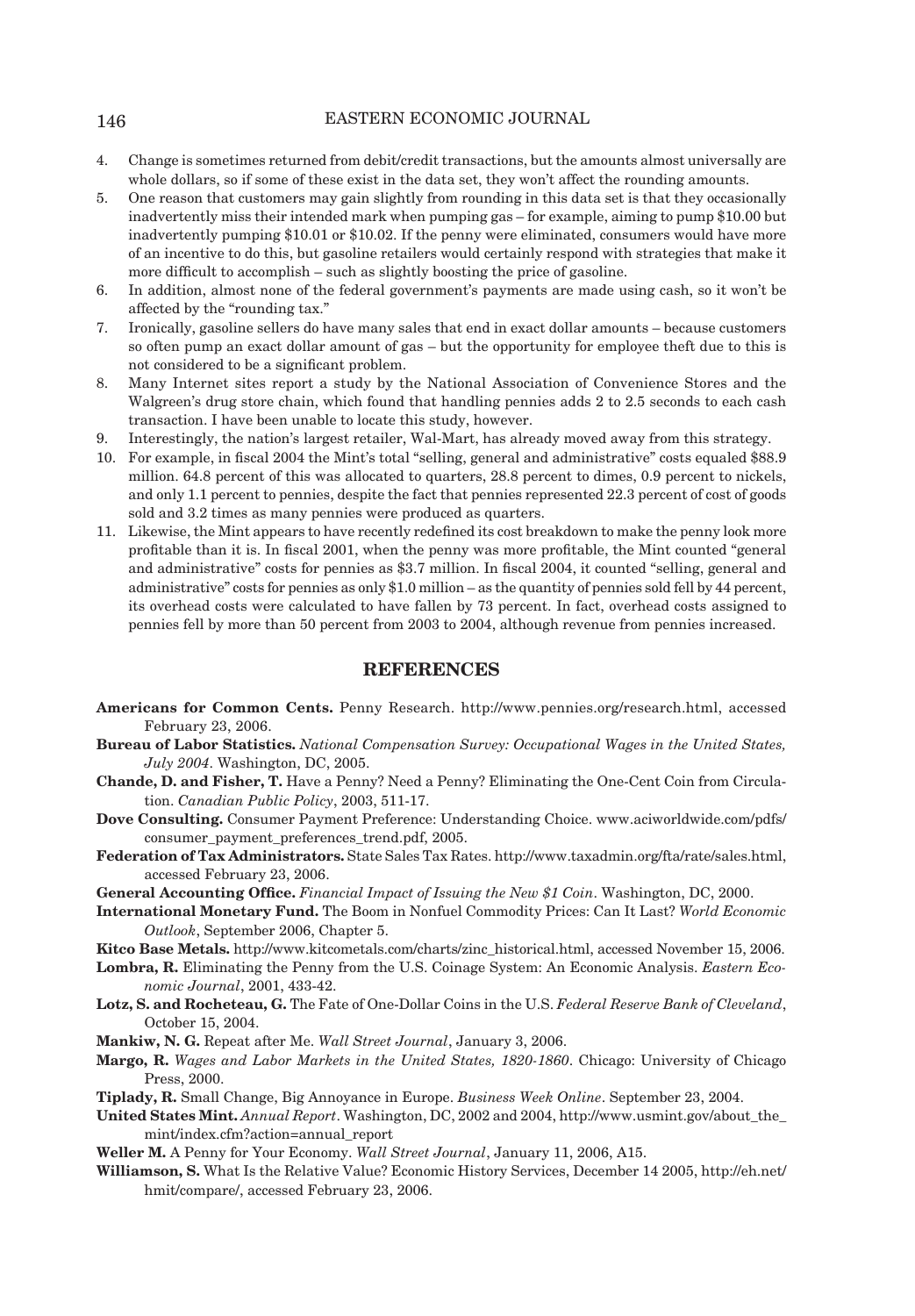4. Change is sometimes returned from debit/credit transactions, but the amounts almost universally are whole dollars, so if some of these exist in the data set, they won't affect the rounding amounts.
5. One reason that customers may gain slightly from rounding in this data set is that they occasionally inadvertently miss their intended mark when pumping gas – for example, aiming to pump $10.00 but inadvertently pumping $10.01 or $10.02. If the penny were eliminated, consumers would have more of an incentive to do this, but gasoline retailers would certainly respond with strategies that make it more difficult to accomplish – such as slightly boosting the price of gasoline.
6. In addition, almost none of the federal government's payments are made using cash, so it won't be affected by the "rounding tax."
7. Ironically, gasoline sellers do have many sales that end in exact dollar amounts – because customers so often pump an exact dollar amount of gas – but the opportunity for employee theft due to this is not considered to be a significant problem.
8. Many Internet sites report a study by the National Association of Convenience Stores and the Walgreen's drug store chain, which found that handling pennies adds 2 to 2.5 seconds to each cash transaction. I have been unable to locate this study, however.
9. Interestingly, the nation's largest retailer, Wal-Mart, has already moved away from this strategy.
10. For example, in fiscal 2004 the Mint's total "selling, general and administrative" costs equaled $88.9 million. 64.8 percent of this was allocated to quarters, 28.8 percent to dimes, 0.9 percent to nickels, and only 1.1 percent to pennies, despite the fact that pennies represented 22.3 percent of cost of goods sold and 3.2 times as many pennies were produced as quarters.
11. Likewise, the Mint appears to have recently redefined its cost breakdown to make the penny look more profitable than it is. In fiscal 2001, when the penny was more profitable, the Mint counted "general and administrative" costs for pennies as $3.7 million. In fiscal 2004, it counted "selling, general and administrative" costs for pennies as only $1.0 million – as the quantity of pennies sold fell by 44 percent, its overhead costs were calculated to have fallen by 73 percent. In fact, overhead costs assigned to pennies fell by more than 50 percent from 2003 to 2004, although revenue from pennies increased.

## REFERENCES

**Americans for Common Cents.** Penny Research. http://www.pennies.org/research.html, accessed February 23, 2006.

**Bureau of Labor Statistics.** *National Compensation Survey: Occupational Wages in the United States, July 2004*. Washington, DC, 2005.

**Chande, D. and Fisher, T.** Have a Penny? Need a Penny? Eliminating the One-Cent Coin from Circulation. *Canadian Public Policy*, 2003, 511-17.

**Dove Consulting.** Consumer Payment Preference: Understanding Choice. www.aciworldwide.com/pdfs/consumer_payment_preferences_trend.pdf, 2005.

**Federation of Tax Administrators.** State Sales Tax Rates. http://www.taxadmin.org/fta/rate/sales.html, accessed February 23, 2006.

**General Accounting Office.** *Financial Impact of Issuing the New $1 Coin*. Washington, DC, 2000.

**International Monetary Fund.** The Boom in Nonfuel Commodity Prices: Can It Last? *World Economic Outlook*, September 2006, Chapter 5.

**Kitco Base Metals.** http://www.kitcometals.com/charts/zinc_historical.html, accessed November 15, 2006.

**Lombra, R.** Eliminating the Penny from the U.S. Coinage System: An Economic Analysis. *Eastern Economic Journal*, 2001, 433-42.

**Lotz, S. and Rocheteau, G.** The Fate of One-Dollar Coins in the U.S. *Federal Reserve Bank of Cleveland*, October 15, 2004.

**Mankiw, N. G.** Repeat after Me. *Wall Street Journal*, January 3, 2006.

**Margo, R.** *Wages and Labor Markets in the United States, 1820-1860*. Chicago: University of Chicago Press, 2000.

**Tiplady, R.** Small Change, Big Annoyance in Europe. *Business Week Online*. September 23, 2004.

**United States Mint.** *Annual Report*. Washington, DC, 2002 and 2004, http://www.usmint.gov/about_the_mint/index.cfm?action=annual_report

**Weller M.** A Penny for Your Economy. *Wall Street Journal*, January 11, 2006, A15.

**Williamson, S.** What Is the Relative Value? Economic History Services, December 14 2005, http://eh.net/hmit/compare/, accessed February 23, 2006.